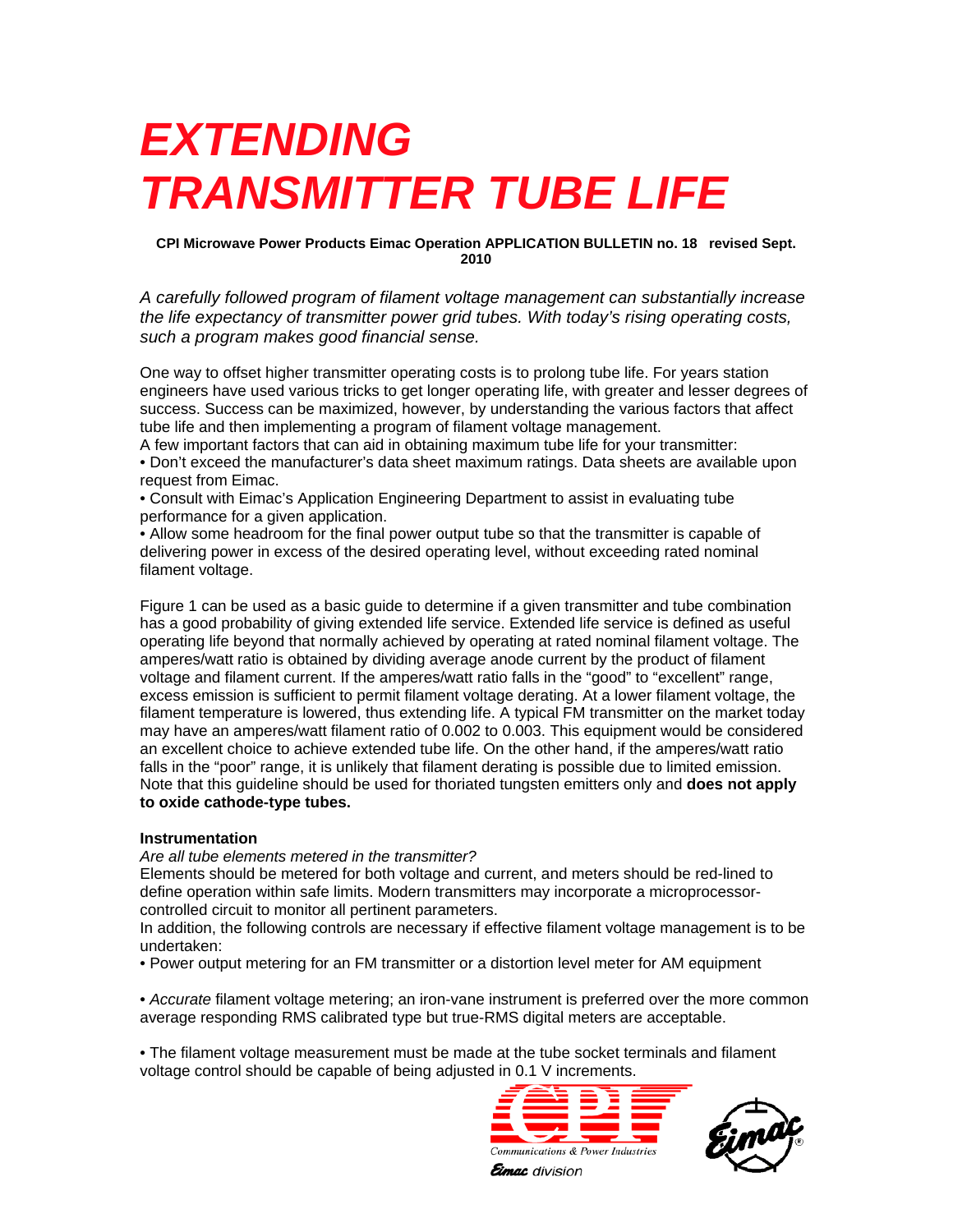# EXTENDING TRANSMITTER TUBE LIFE

**CPI Microwave Power Products Eimac Operation APPLICATION BULLETIN no. 18 revised Sept. 2010**

*A carefully followed program of filament voltage management can substantially increase the life expectancy of transmitter power grid tubes. With today's rising operating costs, such a program makes good financial sense.*

One way to offset higher transmitter operating costs is to prolong tube life. For years station engineers have used various tricks to get longer operating life, with greater and lesser degrees of success. Success can be maximized, however, by understanding the various factors that affect tube life and then implementing a program of filament voltage management.

A few important factors that can aid in obtaining maximum tube life for your transmitter:

- Don't exceed the manufacturer's data sheet maximum ratings. Data sheets are available upon request from Eimac.
- Consult with Eimac's Application Engineering Department to assist in evaluating tube performance for a given application.
- Allow some headroom for the final power output tube so that the transmitter is capable of delivering power in excess of the desired operating level, without exceeding rated nominal filament voltage.

Figure 1 can be used as a basic guide to determine if a given transmitter and tube combination has a good probability of giving extended life service. Extended life service is defined as useful operating life beyond that normally achieved by operating at rated nominal filament voltage. The amperes/watt ratio is obtained by dividing average anode current by the product of filament voltage and filament current. If the amperes/watt ratio falls in the "good" to "excellent" range, excess emission is sufficient to permit filament voltage derating. At a lower filament voltage, the filament temperature is lowered, thus extending life. A typical FM transmitter on the market today may have an amperes/watt filament ratio of 0.002 to 0.003. This equipment would be considered an excellent choice to achieve extended tube life. On the other hand, if the amperes/watt ratio falls in the "poor" range, it is unlikely that filament derating is possible due to limited emission. Note that this guideline should be used for thoriated tungsten emitters only and **does not apply to oxide cathode-type tubes.**

**Instrumentation**

*Are all tube elements metered in the transmitter?*

Elements should be metered for both voltage and current, and meters should be red-lined to define operation within safe limits. Modern transmitters may incorporate a microprocessor-controlled circuit to monitor all pertinent parameters.

In addition, the following controls are necessary if effective filament voltage management is to be undertaken:

- Power output metering for an FM transmitter or a distortion level meter for AM equipment
- *Accurate* filament voltage metering; an iron-vane instrument is preferred over the more common average responding RMS calibrated type but true-RMS digital meters are acceptable.
- The filament voltage measurement must be made at the tube socket terminals and filament voltage control should be capable of being adjusted in 0.1 V increments.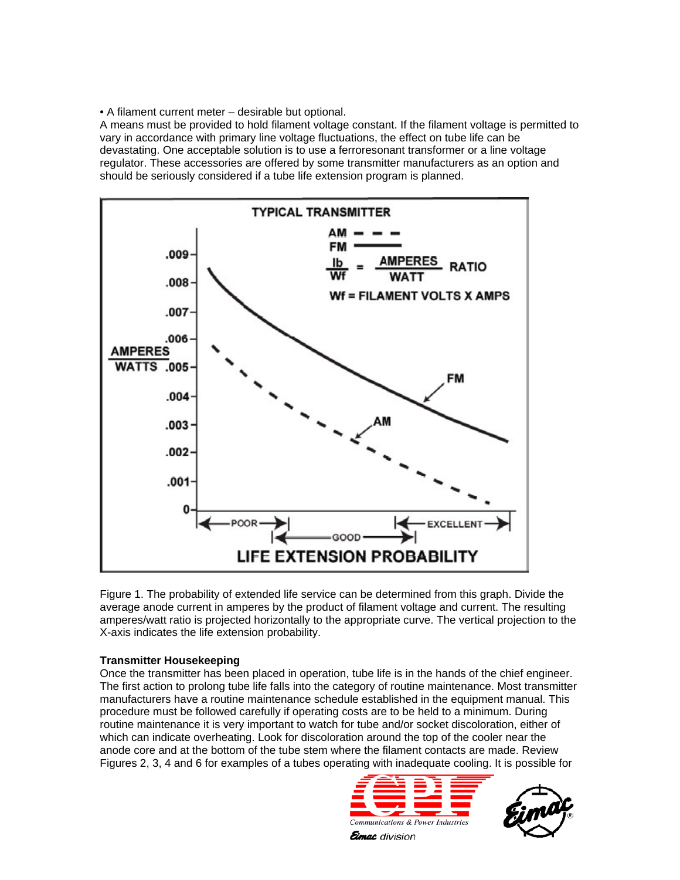• A filament current meter – desirable but optional.

A means must be provided to hold filament voltage constant. If the filament voltage is permitted to vary in accordance with primary line voltage fluctuations, the effect on tube life can be devastating. One acceptable solution is to use a ferroresonant transformer or a line voltage regulator. These accessories are offered by some transmitter manufacturers as an option and should be seriously considered if a tube life extension program is planned.

Figure 1. The probability of extended life service can be determined from this graph. Divide the average anode current in amperes by the product of filament voltage and current. The resulting amperes/watt ratio is projected horizontally to the appropriate curve. The vertical projection to the X-axis indicates the life extension probability.

**Transmitter Housekeeping**

Once the transmitter has been placed in operation, tube life is in the hands of the chief engineer. The first action to prolong tube life falls into the category of routine maintenance. Most transmitter manufacturers have a routine maintenance schedule established in the equipment manual. This procedure must be followed carefully if operating costs are to be held to a minimum. During routine maintenance it is very important to watch for tube and/or socket discoloration, either of which can indicate overheating. Look for discoloration around the top of the cooler near the anode core and at the bottom of the tube stem where the filament contacts are made. Review Figures 2, 3, 4 and 6 for examples of a tubes operating with inadequate cooling. It is possible for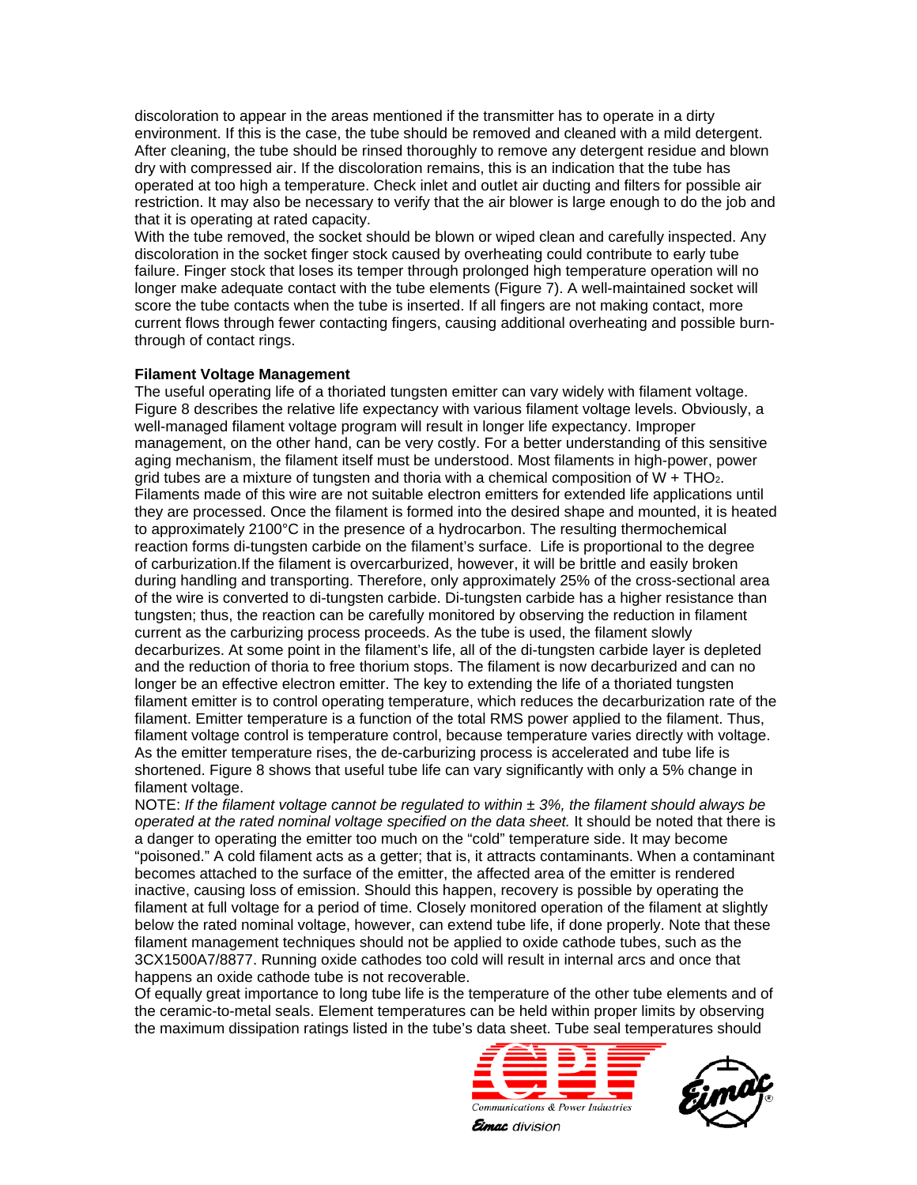discoloration to appear in the areas mentioned if the transmitter has to operate in a dirty environment. If this is the case, the tube should be removed and cleaned with a mild detergent. After cleaning, the tube should be rinsed thoroughly to remove any detergent residue and blown dry with compressed air. If the discoloration remains, this is an indication that the tube has operated at too high a temperature. Check inlet and outlet air ducting and filters for possible air restriction. It may also be necessary to verify that the air blower is large enough to do the job and that it is operating at rated capacity.

With the tube removed, the socket should be blown or wiped clean and carefully inspected. Any discoloration in the socket finger stock caused by overheating could contribute to early tube failure. Finger stock that loses its temper through prolonged high temperature operation will no longer make adequate contact with the tube elements (Figure 7). A well-maintained socket will score the tube contacts when the tube is inserted. If all fingers are not making contact, more current flows through fewer contacting fingers, causing additional overheating and possible burn-through of contact rings.

**Filament Voltage Management**

The useful operating life of a thoriated tungsten emitter can vary widely with filament voltage. Figure 8 describes the relative life expectancy with various filament voltage levels. Obviously, a well-managed filament voltage program will result in longer life expectancy. Improper management, on the other hand, can be very costly. For a better understanding of this sensitive aging mechanism, the filament itself must be understood. Most filaments in high-power, power grid tubes are a mixture of tungsten and thoria with a chemical composition of $W + THO_2$. Filaments made of this wire are not suitable electron emitters for extended life applications until they are processed. Once the filament is formed into the desired shape and mounted, it is heated to approximately 2100°C in the presence of a hydrocarbon. The resulting thermochemical reaction forms di-tungsten carbide on the filament's surface. Life is proportional to the degree of carburization.If the filament is overcarburized, however, it will be brittle and easily broken during handling and transporting. Therefore, only approximately 25% of the cross-sectional area of the wire is converted to di-tungsten carbide. Di-tungsten carbide has a higher resistance than tungsten; thus, the reaction can be carefully monitored by observing the reduction in filament current as the carburizing process proceeds. As the tube is used, the filament slowly decarburizes. At some point in the filament's life, all of the di-tungsten carbide layer is depleted and the reduction of thoria to free thorium stops. The filament is now decarburized and can no longer be an effective electron emitter. The key to extending the life of a thoriated tungsten filament emitter is to control operating temperature, which reduces the decarburization rate of the filament. Emitter temperature is a function of the total RMS power applied to the filament. Thus, filament voltage control is temperature control, because temperature varies directly with voltage. As the emitter temperature rises, the de-carburizing process is accelerated and tube life is shortened. Figure 8 shows that useful tube life can vary significantly with only a 5% change in filament voltage.

NOTE: *If the filament voltage cannot be regulated to within ± 3%, the filament should always be operated at the rated nominal voltage specified on the data sheet.* It should be noted that there is a danger to operating the emitter too much on the "cold" temperature side. It may become "poisoned." A cold filament acts as a getter; that is, it attracts contaminants. When a contaminant becomes attached to the surface of the emitter, the affected area of the emitter is rendered inactive, causing loss of emission. Should this happen, recovery is possible by operating the filament at full voltage for a period of time. Closely monitored operation of the filament at slightly below the rated nominal voltage, however, can extend tube life, if done properly. Note that these filament management techniques should not be applied to oxide cathode tubes, such as the 3CX1500A7/8877. Running oxide cathodes too cold will result in internal arcs and once that happens an oxide cathode tube is not recoverable.

Of equally great importance to long tube life is the temperature of the other tube elements and of the ceramic-to-metal seals. Element temperatures can be held within proper limits by observing the maximum dissipation ratings listed in the tube's data sheet. Tube seal temperatures should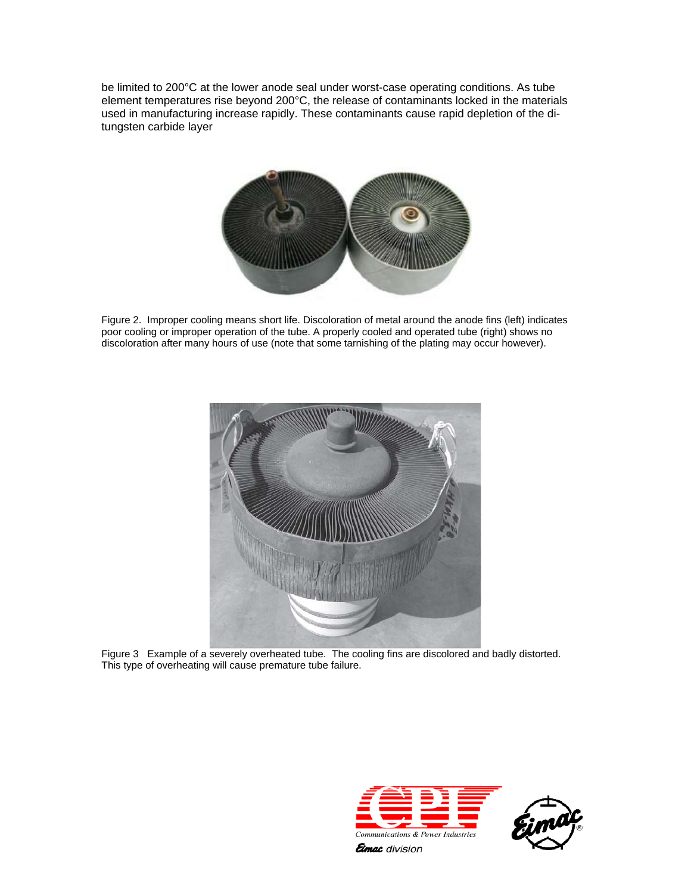be limited to 200°C at the lower anode seal under worst-case operating conditions. As tube element temperatures rise beyond 200°C, the release of contaminants locked in the materials used in manufacturing increase rapidly. These contaminants cause rapid depletion of the di-tungsten carbide layer

Figure 2. Improper cooling means short life. Discoloration of metal around the anode fins (left) indicates poor cooling or improper operation of the tube. A properly cooled and operated tube (right) shows no discoloration after many hours of use (note that some tarnishing of the plating may occur however).

Figure 3 Example of a severely overheated tube. The cooling fins are discolored and badly distorted. This type of overheating will cause premature tube failure.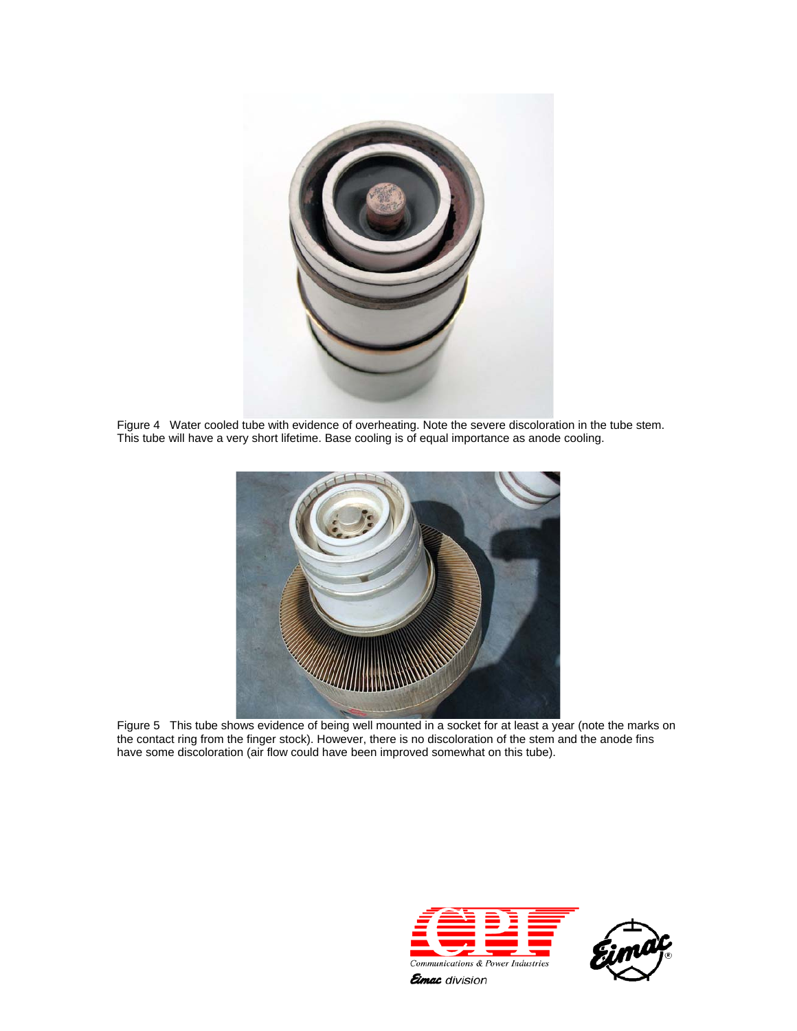Figure 4   Water cooled tube with evidence of overheating. Note the severe discoloration in the tube stem. This tube will have a very short lifetime. Base cooling is of equal importance as anode cooling.

Figure 5   This tube shows evidence of being well mounted in a socket for at least a year (note the marks on the contact ring from the finger stock). However, there is no discoloration of the stem and the anode fins have some discoloration (air flow could have been improved somewhat on this tube).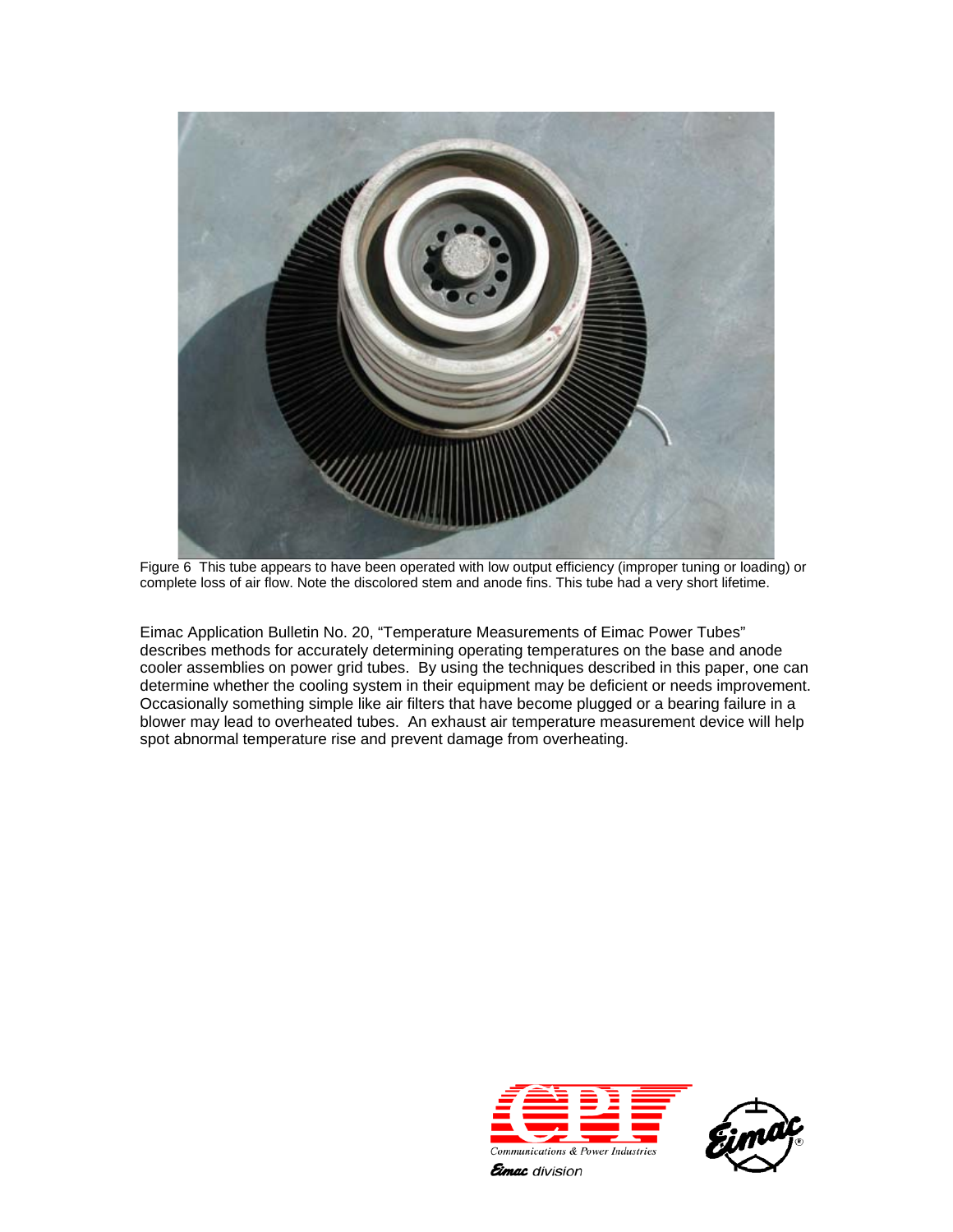Figure 6 This tube appears to have been operated with low output efficiency (improper tuning or loading) or complete loss of air flow. Note the discolored stem and anode fins. This tube had a very short lifetime.

Eimac Application Bulletin No. 20, "Temperature Measurements of Eimac Power Tubes" describes methods for accurately determining operating temperatures on the base and anode cooler assemblies on power grid tubes. By using the techniques described in this paper, one can determine whether the cooling system in their equipment may be deficient or needs improvement. Occasionally something simple like air filters that have become plugged or a bearing failure in a blower may lead to overheated tubes. An exhaust air temperature measurement device will help spot abnormal temperature rise and prevent damage from overheating.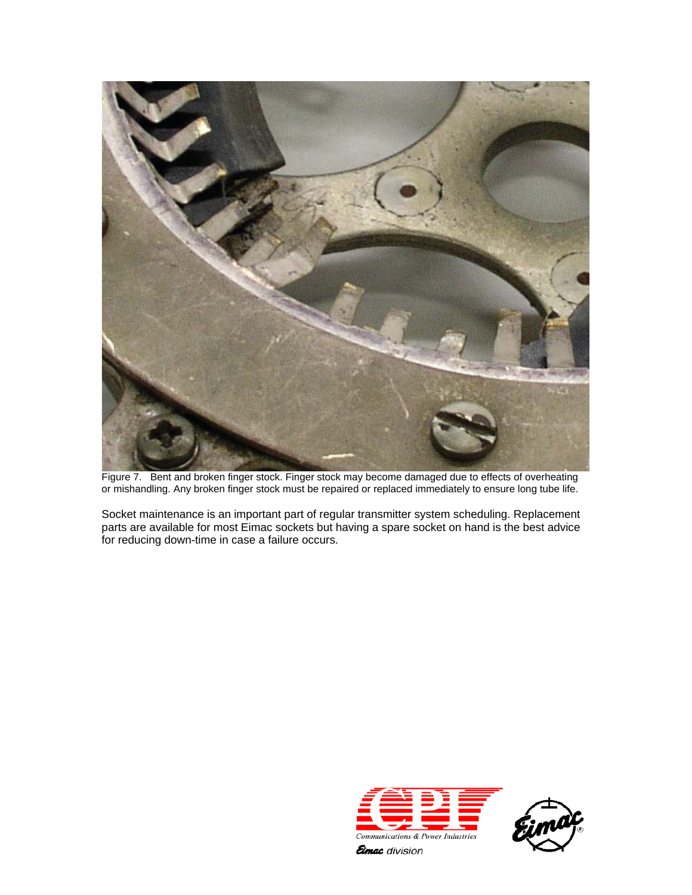Figure 7. Bent and broken finger stock. Finger stock may become damaged due to effects of overheating or mishandling. Any broken finger stock must be repaired or replaced immediately to ensure long tube life.

Socket maintenance is an important part of regular transmitter system scheduling. Replacement parts are available for most Eimac sockets but having a spare socket on hand is the best advice for reducing down-time in case a failure occurs.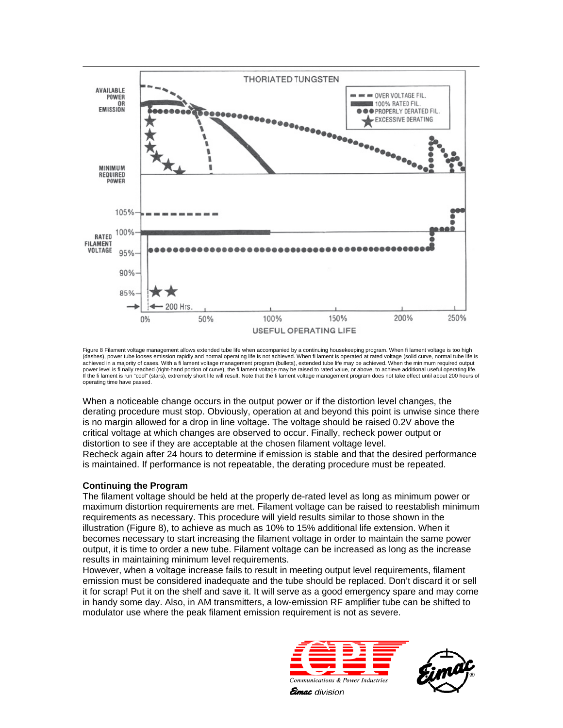Figure 8 Filament voltage management allows extended tube life when accompanied by a continuing housekeeping program. When fi lament voltage is too high (dashes), power tube looses emission rapidly and normal operating life is not achieved. When fi lament is operated at rated voltage (solid curve, normal tube life is achieved in a majority of cases. With a fi lament voltage management program (bullets), extended tube life may be achieved. When the minimum required output power level is fi nally reached (right-hand portion of curve), the fi lament voltage may be raised to rated value, or above, to achieve additional useful operating life. If the fi lament is run "cool" (stars), extremely short life will result. Note that the fi lament voltage management program does not take effect until about 200 hours of operating time have passed.

When a noticeable change occurs in the output power or if the distortion level changes, the derating procedure must stop. Obviously, operation at and beyond this point is unwise since there is no margin allowed for a drop in line voltage. The voltage should be raised 0.2V above the critical voltage at which changes are observed to occur. Finally, recheck power output or distortion to see if they are acceptable at the chosen filament voltage level.
Recheck again after 24 hours to determine if emission is stable and that the desired performance is maintained. If performance is not repeatable, the derating procedure must be repeated.

**Continuing the Program**

The filament voltage should be held at the properly de-rated level as long as minimum power or maximum distortion requirements are met. Filament voltage can be raised to reestablish minimum requirements as necessary. This procedure will yield results similar to those shown in the illustration (Figure 8), to achieve as much as 10% to 15% additional life extension. When it becomes necessary to start increasing the filament voltage in order to maintain the same power output, it is time to order a new tube. Filament voltage can be increased as long as the increase results in maintaining minimum level requirements.
However, when a voltage increase fails to result in meeting output level requirements, filament emission must be considered inadequate and the tube should be replaced. Don't discard it or sell it for scrap! Put it on the shelf and save it. It will serve as a good emergency spare and may come in handy some day. Also, in AM transmitters, a low-emission RF amplifier tube can be shifted to modulator use where the peak filament emission requirement is not as severe.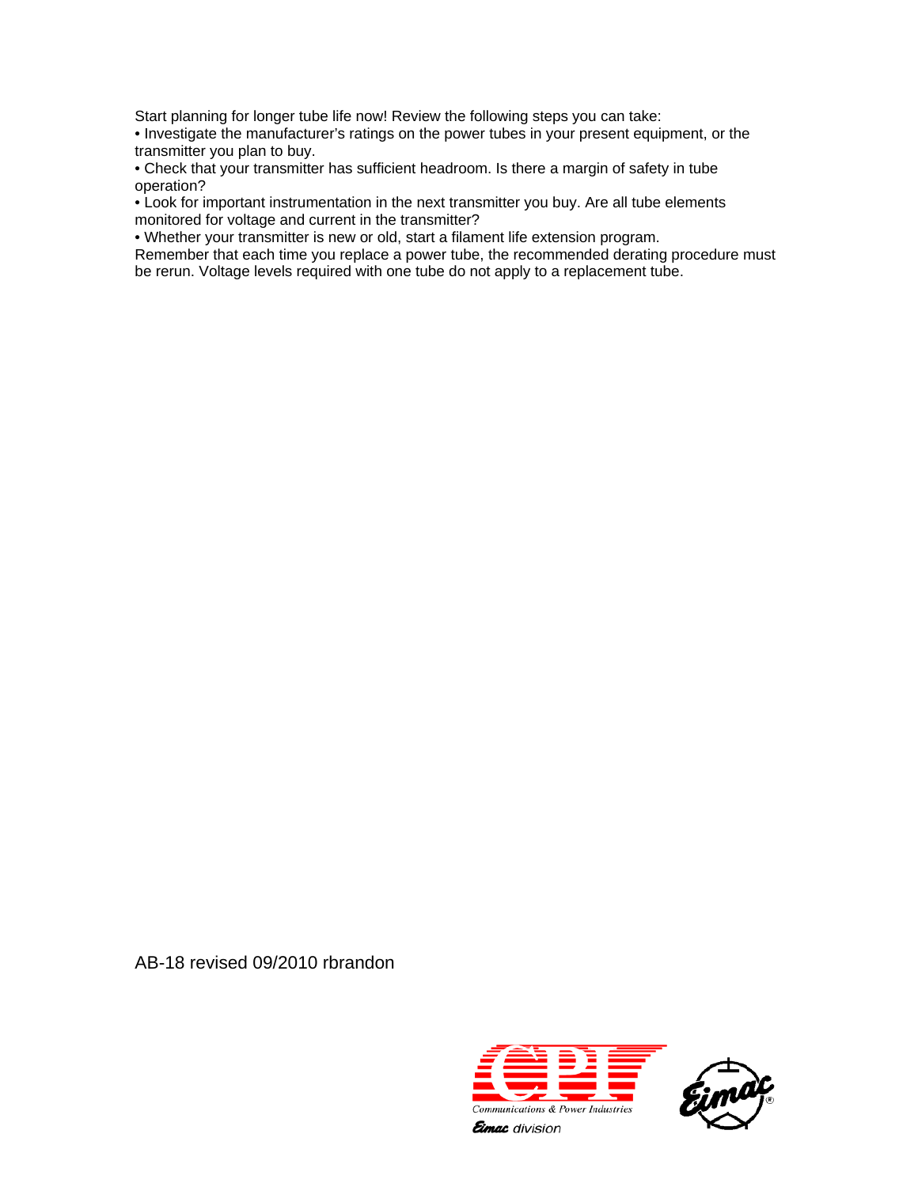Start planning for longer tube life now! Review the following steps you can take:

- Investigate the manufacturer's ratings on the power tubes in your present equipment, or the transmitter you plan to buy.
- Check that your transmitter has sufficient headroom. Is there a margin of safety in tube operation?
- Look for important instrumentation in the next transmitter you buy. Are all tube elements monitored for voltage and current in the transmitter?
- Whether your transmitter is new or old, start a filament life extension program.

Remember that each time you replace a power tube, the recommended derating procedure must be rerun. Voltage levels required with one tube do not apply to a replacement tube.

AB-18 revised 09/2010 rbrandon

CPI

Communications & Power Industries

Eimac division

Eimac®